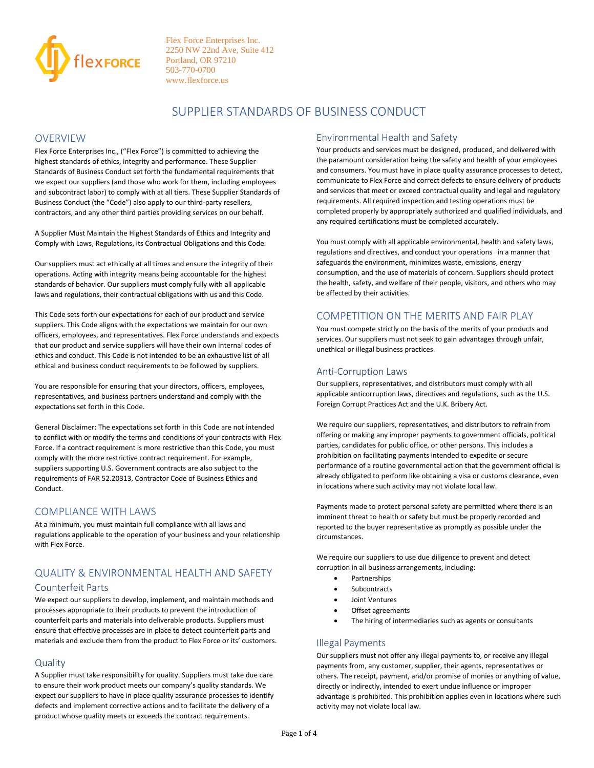Flex Force Enterprises Inc.
2250 NW 22nd Ave, Suite 412
Portland, OR 97210
503-770-0700
www.flexforce.us

# SUPPLIER STANDARDS OF BUSINESS CONDUCT

## OVERVIEW

Flex Force Enterprises Inc., ("Flex Force") is committed to achieving the highest standards of ethics, integrity and performance. These Supplier Standards of Business Conduct set forth the fundamental requirements that we expect our suppliers (and those who work for them, including employees and subcontract labor) to comply with at all tiers. These Supplier Standards of Business Conduct (the "Code") also apply to our third-party resellers, contractors, and any other third parties providing services on our behalf.

A Supplier Must Maintain the Highest Standards of Ethics and Integrity and Comply with Laws, Regulations, its Contractual Obligations and this Code.

Our suppliers must act ethically at all times and ensure the integrity of their operations. Acting with integrity means being accountable for the highest standards of behavior. Our suppliers must comply fully with all applicable laws and regulations, their contractual obligations with us and this Code.

This Code sets forth our expectations for each of our product and service suppliers. This Code aligns with the expectations we maintain for our own officers, employees, and representatives. Flex Force understands and expects that our product and service suppliers will have their own internal codes of ethics and conduct. This Code is not intended to be an exhaustive list of all ethical and business conduct requirements to be followed by suppliers.

You are responsible for ensuring that your directors, officers, employees, representatives, and business partners understand and comply with the expectations set forth in this Code.

General Disclaimer: The expectations set forth in this Code are not intended to conflict with or modify the terms and conditions of your contracts with Flex Force. If a contract requirement is more restrictive than this Code, you must comply with the more restrictive contract requirement. For example, suppliers supporting U.S. Government contracts are also subject to the requirements of FAR 52.20313, Contractor Code of Business Ethics and Conduct.

## COMPLIANCE WITH LAWS

At a minimum, you must maintain full compliance with all laws and regulations applicable to the operation of your business and your relationship with Flex Force.

## QUALITY & ENVIRONMENTAL HEALTH AND SAFETY

### Counterfeit Parts

We expect our suppliers to develop, implement, and maintain methods and processes appropriate to their products to prevent the introduction of counterfeit parts and materials into deliverable products. Suppliers must ensure that effective processes are in place to detect counterfeit parts and materials and exclude them from the product to Flex Force or its' customers.

### Quality

A Supplier must take responsibility for quality. Suppliers must take due care to ensure their work product meets our company's quality standards. We expect our suppliers to have in place quality assurance processes to identify defects and implement corrective actions and to facilitate the delivery of a product whose quality meets or exceeds the contract requirements.

### Environmental Health and Safety

Your products and services must be designed, produced, and delivered with the paramount consideration being the safety and health of your employees and consumers. You must have in place quality assurance processes to detect, communicate to Flex Force and correct defects to ensure delivery of products and services that meet or exceed contractual quality and legal and regulatory requirements. All required inspection and testing operations must be completed properly by appropriately authorized and qualified individuals, and any required certifications must be completed accurately.

You must comply with all applicable environmental, health and safety laws, regulations and directives, and conduct your operations in a manner that safeguards the environment, minimizes waste, emissions, energy consumption, and the use of materials of concern. Suppliers should protect the health, safety, and welfare of their people, visitors, and others who may be affected by their activities.

## COMPETITION ON THE MERITS AND FAIR PLAY

You must compete strictly on the basis of the merits of your products and services. Our suppliers must not seek to gain advantages through unfair, unethical or illegal business practices.

### Anti-Corruption Laws

Our suppliers, representatives, and distributors must comply with all applicable anticorruption laws, directives and regulations, such as the U.S. Foreign Corrupt Practices Act and the U.K. Bribery Act.

We require our suppliers, representatives, and distributors to refrain from offering or making any improper payments to government officials, political parties, candidates for public office, or other persons. This includes a prohibition on facilitating payments intended to expedite or secure performance of a routine governmental action that the government official is already obligated to perform like obtaining a visa or customs clearance, even in locations where such activity may not violate local law.

Payments made to protect personal safety are permitted where there is an imminent threat to health or safety but must be properly recorded and reported to the buyer representative as promptly as possible under the circumstances.

We require our suppliers to use due diligence to prevent and detect corruption in all business arrangements, including:

- Partnerships
- Subcontracts
- Joint Ventures
- Offset agreements
- The hiring of intermediaries such as agents or consultants

### Illegal Payments

Our suppliers must not offer any illegal payments to, or receive any illegal payments from, any customer, supplier, their agents, representatives or others. The receipt, payment, and/or promise of monies or anything of value, directly or indirectly, intended to exert undue influence or improper advantage is prohibited. This prohibition applies even in locations where such activity may not violate local law.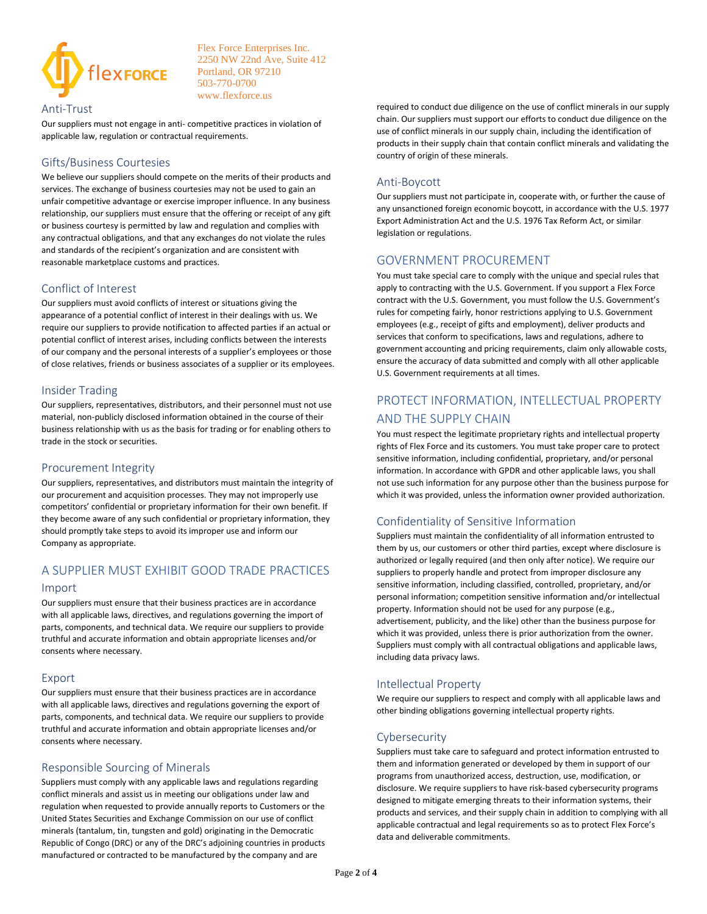## Anti-Trust

Our suppliers must not engage in anti- competitive practices in violation of applicable law, regulation or contractual requirements.

## Gifts/Business Courtesies

We believe our suppliers should compete on the merits of their products and services. The exchange of business courtesies may not be used to gain an unfair competitive advantage or exercise improper influence. In any business relationship, our suppliers must ensure that the offering or receipt of any gift or business courtesy is permitted by law and regulation and complies with any contractual obligations, and that any exchanges do not violate the rules and standards of the recipient's organization and are consistent with reasonable marketplace customs and practices.

## Conflict of Interest

Our suppliers must avoid conflicts of interest or situations giving the appearance of a potential conflict of interest in their dealings with us. We require our suppliers to provide notification to affected parties if an actual or potential conflict of interest arises, including conflicts between the interests of our company and the personal interests of a supplier's employees or those of close relatives, friends or business associates of a supplier or its employees.

## Insider Trading

Our suppliers, representatives, distributors, and their personnel must not use material, non-publicly disclosed information obtained in the course of their business relationship with us as the basis for trading or for enabling others to trade in the stock or securities.

## Procurement Integrity

Our suppliers, representatives, and distributors must maintain the integrity of our procurement and acquisition processes. They may not improperly use competitors' confidential or proprietary information for their own benefit. If they become aware of any such confidential or proprietary information, they should promptly take steps to avoid its improper use and inform our Company as appropriate.

# A SUPPLIER MUST EXHIBIT GOOD TRADE PRACTICES

## Import

Our suppliers must ensure that their business practices are in accordance with all applicable laws, directives, and regulations governing the import of parts, components, and technical data. We require our suppliers to provide truthful and accurate information and obtain appropriate licenses and/or consents where necessary.

## Export

Our suppliers must ensure that their business practices are in accordance with all applicable laws, directives and regulations governing the export of parts, components, and technical data. We require our suppliers to provide truthful and accurate information and obtain appropriate licenses and/or consents where necessary.

## Responsible Sourcing of Minerals

Suppliers must comply with any applicable laws and regulations regarding conflict minerals and assist us in meeting our obligations under law and regulation when requested to provide annually reports to Customers or the United States Securities and Exchange Commission on our use of conflict minerals (tantalum, tin, tungsten and gold) originating in the Democratic Republic of Congo (DRC) or any of the DRC's adjoining countries in products manufactured or contracted to be manufactured by the company and are required to conduct due diligence on the use of conflict minerals in our supply chain. Our suppliers must support our efforts to conduct due diligence on the use of conflict minerals in our supply chain, including the identification of products in their supply chain that contain conflict minerals and validating the country of origin of these minerals.

## Anti-Boycott

Our suppliers must not participate in, cooperate with, or further the cause of any unsanctioned foreign economic boycott, in accordance with the U.S. 1977 Export Administration Act and the U.S. 1976 Tax Reform Act, or similar legislation or regulations.

# GOVERNMENT PROCUREMENT

You must take special care to comply with the unique and special rules that apply to contracting with the U.S. Government. If you support a Flex Force contract with the U.S. Government, you must follow the U.S. Government's rules for competing fairly, honor restrictions applying to U.S. Government employees (e.g., receipt of gifts and employment), deliver products and services that conform to specifications, laws and regulations, adhere to government accounting and pricing requirements, claim only allowable costs, ensure the accuracy of data submitted and comply with all other applicable U.S. Government requirements at all times.

# PROTECT INFORMATION, INTELLECTUAL PROPERTY AND THE SUPPLY CHAIN

You must respect the legitimate proprietary rights and intellectual property rights of Flex Force and its customers. You must take proper care to protect sensitive information, including confidential, proprietary, and/or personal information. In accordance with GPDR and other applicable laws, you shall not use such information for any purpose other than the business purpose for which it was provided, unless the information owner provided authorization.

## Confidentiality of Sensitive Information

Suppliers must maintain the confidentiality of all information entrusted to them by us, our customers or other third parties, except where disclosure is authorized or legally required (and then only after notice). We require our suppliers to properly handle and protect from improper disclosure any sensitive information, including classified, controlled, proprietary, and/or personal information; competition sensitive information and/or intellectual property. Information should not be used for any purpose (e.g., advertisement, publicity, and the like) other than the business purpose for which it was provided, unless there is prior authorization from the owner. Suppliers must comply with all contractual obligations and applicable laws, including data privacy laws.

## Intellectual Property

We require our suppliers to respect and comply with all applicable laws and other binding obligations governing intellectual property rights.

## Cybersecurity

Suppliers must take care to safeguard and protect information entrusted to them and information generated or developed by them in support of our programs from unauthorized access, destruction, use, modification, or disclosure. We require suppliers to have risk-based cybersecurity programs designed to mitigate emerging threats to their information systems, their products and services, and their supply chain in addition to complying with all applicable contractual and legal requirements so as to protect Flex Force's data and deliverable commitments.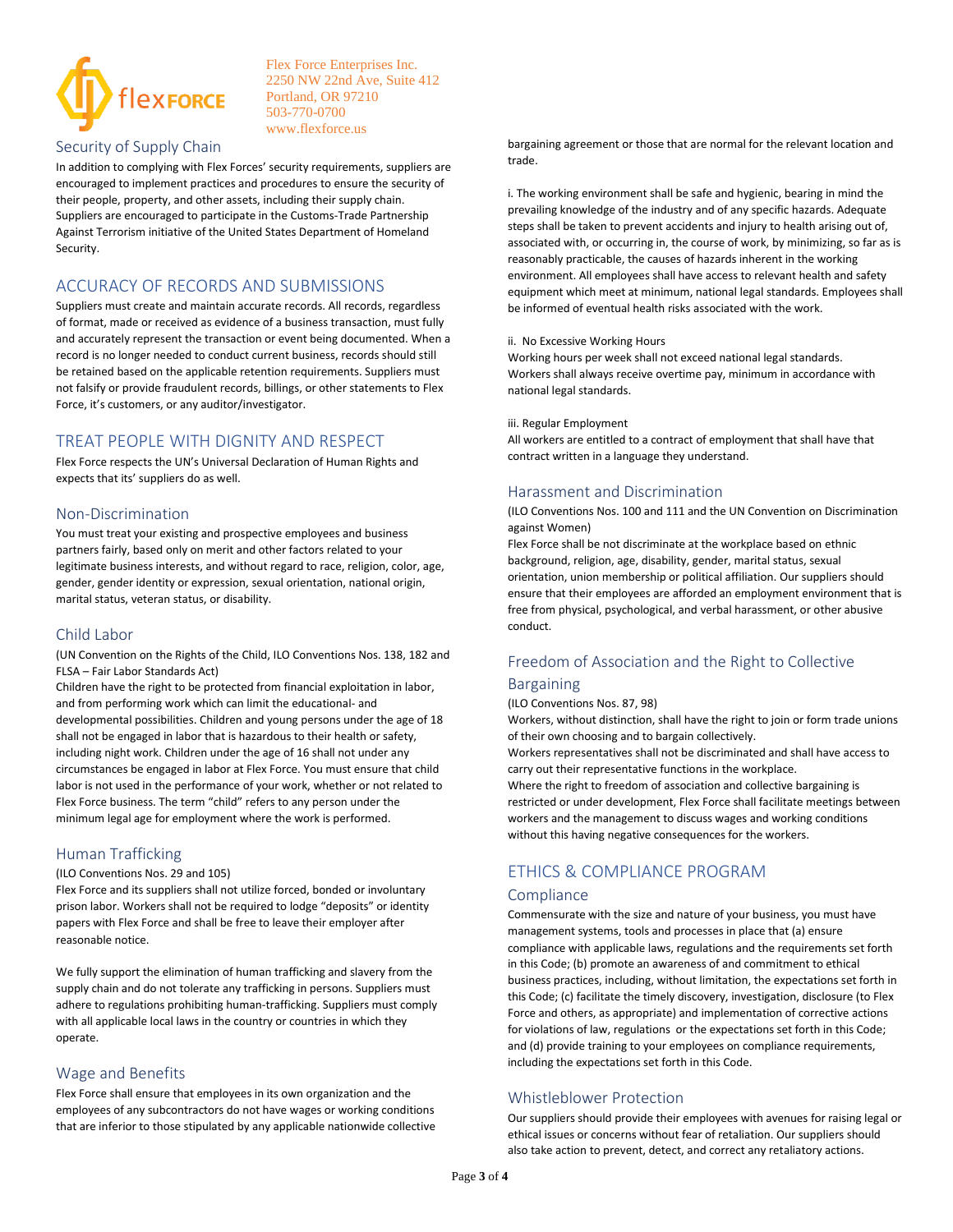Flex Force Enterprises Inc.
2250 NW 22nd Ave, Suite 412
Portland, OR 97210
503-770-0700
www.flexforce.us

### Security of Supply Chain

In addition to complying with Flex Forces' security requirements, suppliers are encouraged to implement practices and procedures to ensure the security of their people, property, and other assets, including their supply chain. Suppliers are encouraged to participate in the Customs-Trade Partnership Against Terrorism initiative of the United States Department of Homeland Security.

## ACCURACY OF RECORDS AND SUBMISSIONS

Suppliers must create and maintain accurate records. All records, regardless of format, made or received as evidence of a business transaction, must fully and accurately represent the transaction or event being documented. When a record is no longer needed to conduct current business, records should still be retained based on the applicable retention requirements. Suppliers must not falsify or provide fraudulent records, billings, or other statements to Flex Force, it's customers, or any auditor/investigator.

## TREAT PEOPLE WITH DIGNITY AND RESPECT

Flex Force respects the UN's Universal Declaration of Human Rights and expects that its' suppliers do as well.

### Non-Discrimination

You must treat your existing and prospective employees and business partners fairly, based only on merit and other factors related to your legitimate business interests, and without regard to race, religion, color, age, gender, gender identity or expression, sexual orientation, national origin, marital status, veteran status, or disability.

### Child Labor

(UN Convention on the Rights of the Child, ILO Conventions Nos. 138, 182 and FLSA – Fair Labor Standards Act)
Children have the right to be protected from financial exploitation in labor, and from performing work which can limit the educational- and developmental possibilities. Children and young persons under the age of 18 shall not be engaged in labor that is hazardous to their health or safety, including night work. Children under the age of 16 shall not under any circumstances be engaged in labor at Flex Force. You must ensure that child labor is not used in the performance of your work, whether or not related to Flex Force business. The term "child" refers to any person under the minimum legal age for employment where the work is performed.

### Human Trafficking

(ILO Conventions Nos. 29 and 105)
Flex Force and its suppliers shall not utilize forced, bonded or involuntary prison labor. Workers shall not be required to lodge "deposits" or identity papers with Flex Force and shall be free to leave their employer after reasonable notice.

We fully support the elimination of human trafficking and slavery from the supply chain and do not tolerate any trafficking in persons. Suppliers must adhere to regulations prohibiting human-trafficking. Suppliers must comply with all applicable local laws in the country or countries in which they operate.

### Wage and Benefits

Flex Force shall ensure that employees in its own organization and the employees of any subcontractors do not have wages or working conditions that are inferior to those stipulated by any applicable nationwide collective bargaining agreement or those that are normal for the relevant location and trade.

i. The working environment shall be safe and hygienic, bearing in mind the prevailing knowledge of the industry and of any specific hazards. Adequate steps shall be taken to prevent accidents and injury to health arising out of, associated with, or occurring in, the course of work, by minimizing, so far as is reasonably practicable, the causes of hazards inherent in the working environment. All employees shall have access to relevant health and safety equipment which meet at minimum, national legal standards. Employees shall be informed of eventual health risks associated with the work.

ii. No Excessive Working Hours
Working hours per week shall not exceed national legal standards.
Workers shall always receive overtime pay, minimum in accordance with national legal standards.

iii. Regular Employment
All workers are entitled to a contract of employment that shall have that contract written in a language they understand.

### Harassment and Discrimination

(ILO Conventions Nos. 100 and 111 and the UN Convention on Discrimination against Women)
Flex Force shall be not discriminate at the workplace based on ethnic background, religion, age, disability, gender, marital status, sexual orientation, union membership or political affiliation. Our suppliers should ensure that their employees are afforded an employment environment that is free from physical, psychological, and verbal harassment, or other abusive conduct.

### Freedom of Association and the Right to Collective Bargaining

(ILO Conventions Nos. 87, 98)
Workers, without distinction, shall have the right to join or form trade unions of their own choosing and to bargain collectively.
Workers representatives shall not be discriminated and shall have access to carry out their representative functions in the workplace.
Where the right to freedom of association and collective bargaining is restricted or under development, Flex Force shall facilitate meetings between workers and the management to discuss wages and working conditions without this having negative consequences for the workers.

## ETHICS & COMPLIANCE PROGRAM

### Compliance

Commensurate with the size and nature of your business, you must have management systems, tools and processes in place that (a) ensure compliance with applicable laws, regulations and the requirements set forth in this Code; (b) promote an awareness of and commitment to ethical business practices, including, without limitation, the expectations set forth in this Code; (c) facilitate the timely discovery, investigation, disclosure (to Flex Force and others, as appropriate) and implementation of corrective actions for violations of law, regulations or the expectations set forth in this Code; and (d) provide training to your employees on compliance requirements, including the expectations set forth in this Code.

### Whistleblower Protection

Our suppliers should provide their employees with avenues for raising legal or ethical issues or concerns without fear of retaliation. Our suppliers should also take action to prevent, detect, and correct any retaliatory actions.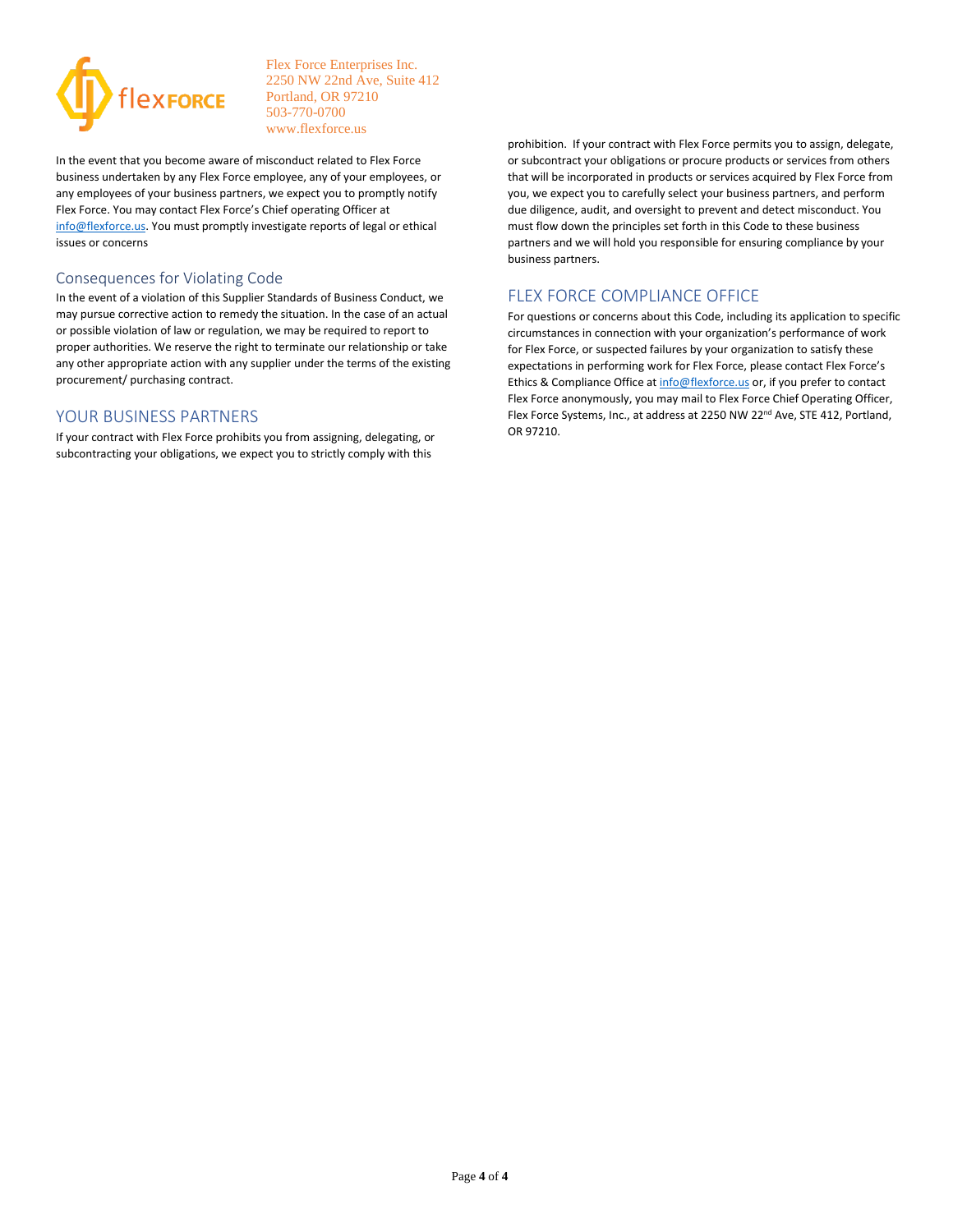In the event that you become aware of misconduct related to Flex Force business undertaken by any Flex Force employee, any of your employees, or any employees of your business partners, we expect you to promptly notify Flex Force. You may contact Flex Force's Chief operating Officer at info@flexforce.us. You must promptly investigate reports of legal or ethical issues or concerns

## Consequences for Violating Code

In the event of a violation of this Supplier Standards of Business Conduct, we may pursue corrective action to remedy the situation. In the case of an actual or possible violation of law or regulation, we may be required to report to proper authorities. We reserve the right to terminate our relationship or take any other appropriate action with any supplier under the terms of the existing procurement/ purchasing contract.

## YOUR BUSINESS PARTNERS

If your contract with Flex Force prohibits you from assigning, delegating, or subcontracting your obligations, we expect you to strictly comply with this prohibition. If your contract with Flex Force permits you to assign, delegate, or subcontract your obligations or procure products or services from others that will be incorporated in products or services acquired by Flex Force from you, we expect you to carefully select your business partners, and perform due diligence, audit, and oversight to prevent and detect misconduct. You must flow down the principles set forth in this Code to these business partners and we will hold you responsible for ensuring compliance by your business partners.

## FLEX FORCE COMPLIANCE OFFICE

For questions or concerns about this Code, including its application to specific circumstances in connection with your organization's performance of work for Flex Force, or suspected failures by your organization to satisfy these expectations in performing work for Flex Force, please contact Flex Force's Ethics & Compliance Office at info@flexforce.us or, if you prefer to contact Flex Force anonymously, you may mail to Flex Force Chief Operating Officer, Flex Force Systems, Inc., at address at 2250 NW 22nd Ave, STE 412, Portland, OR 97210.